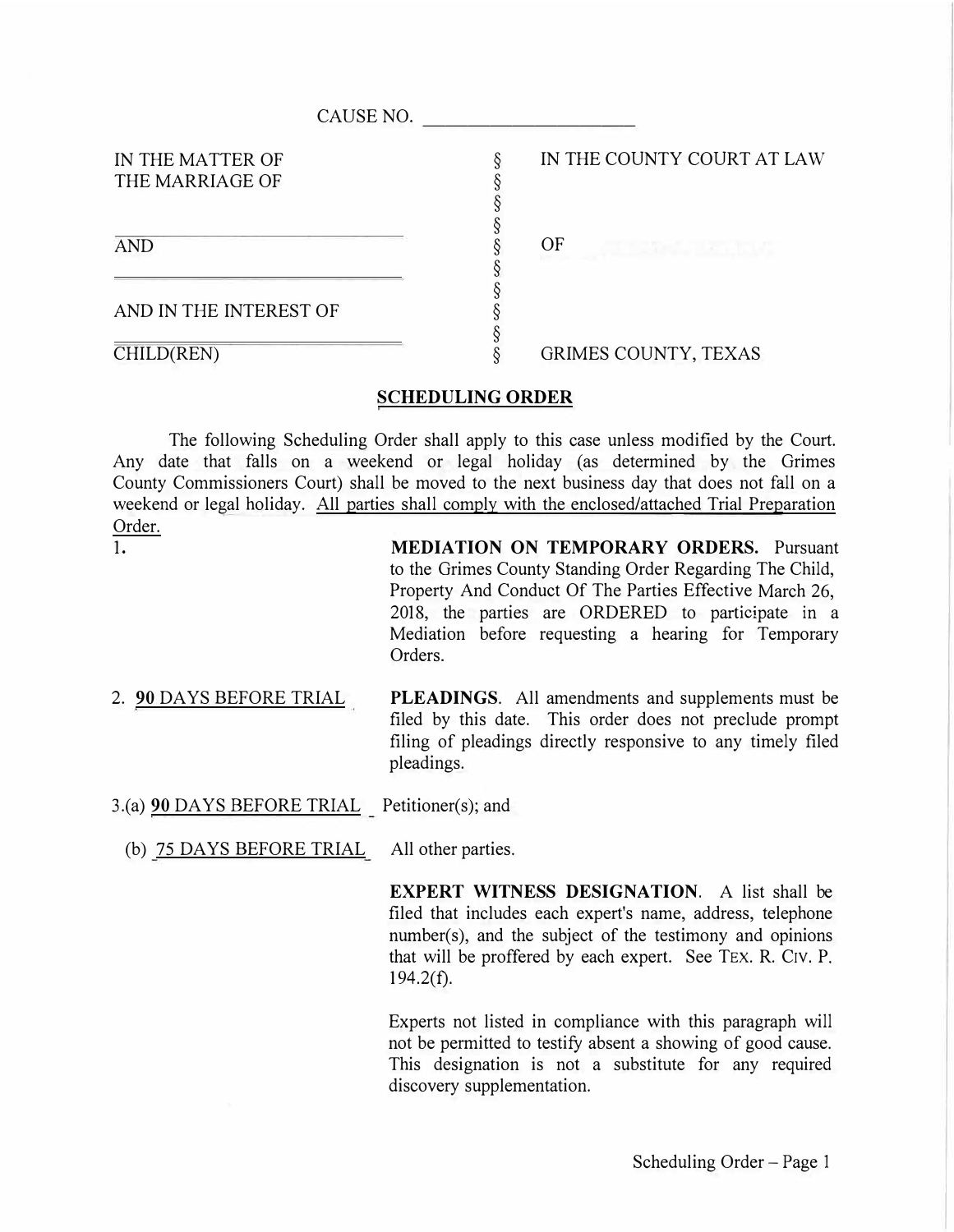CAUSE NO. ____________________

| | | |
|---|---|---|
| IN THE MATTER OF THE MARRIAGE OF | § | IN THE COUNTY COURT AT LAW |
| | § | |
| ____________________ | § | |
| AND | § | OF |
| ____________________ | § | |
| | § | |
| AND IN THE INTEREST OF | § | |
| ____________________ | § | |
| CHILD(REN) | § | GRIMES COUNTY, TEXAS |

## SCHEDULING ORDER

The following Scheduling Order shall apply to this case unless modified by the Court. Any date that falls on a weekend or legal holiday (as determined by the Grimes County Commissioners Court) shall be moved to the next business day that does not fall on a weekend or legal holiday. All parties shall comply with the enclosed/attached Trial Preparation Order.

1. **MEDIATION ON TEMPORARY ORDERS.** Pursuant to the Grimes County Standing Order Regarding The Child, Property And Conduct Of The Parties Effective March 26, 2018, the parties are ORDERED to participate in a Mediation before requesting a hearing for Temporary Orders.

2. **90** DAYS BEFORE TRIAL — **PLEADINGS**. All amendments and supplements must be filed by this date. This order does not preclude prompt filing of pleadings directly responsive to any timely filed pleadings.

3.(a) **90** DAYS BEFORE TRIAL — Petitioner(s); and

(b) 75 DAYS BEFORE TRIAL — All other parties.

**EXPERT WITNESS DESIGNATION**. A list shall be filed that includes each expert's name, address, telephone number(s), and the subject of the testimony and opinions that will be proffered by each expert. See TEX. R. CIV. P. 194.2(f).

Experts not listed in compliance with this paragraph will not be permitted to testify absent a showing of good cause. This designation is not a substitute for any required discovery supplementation.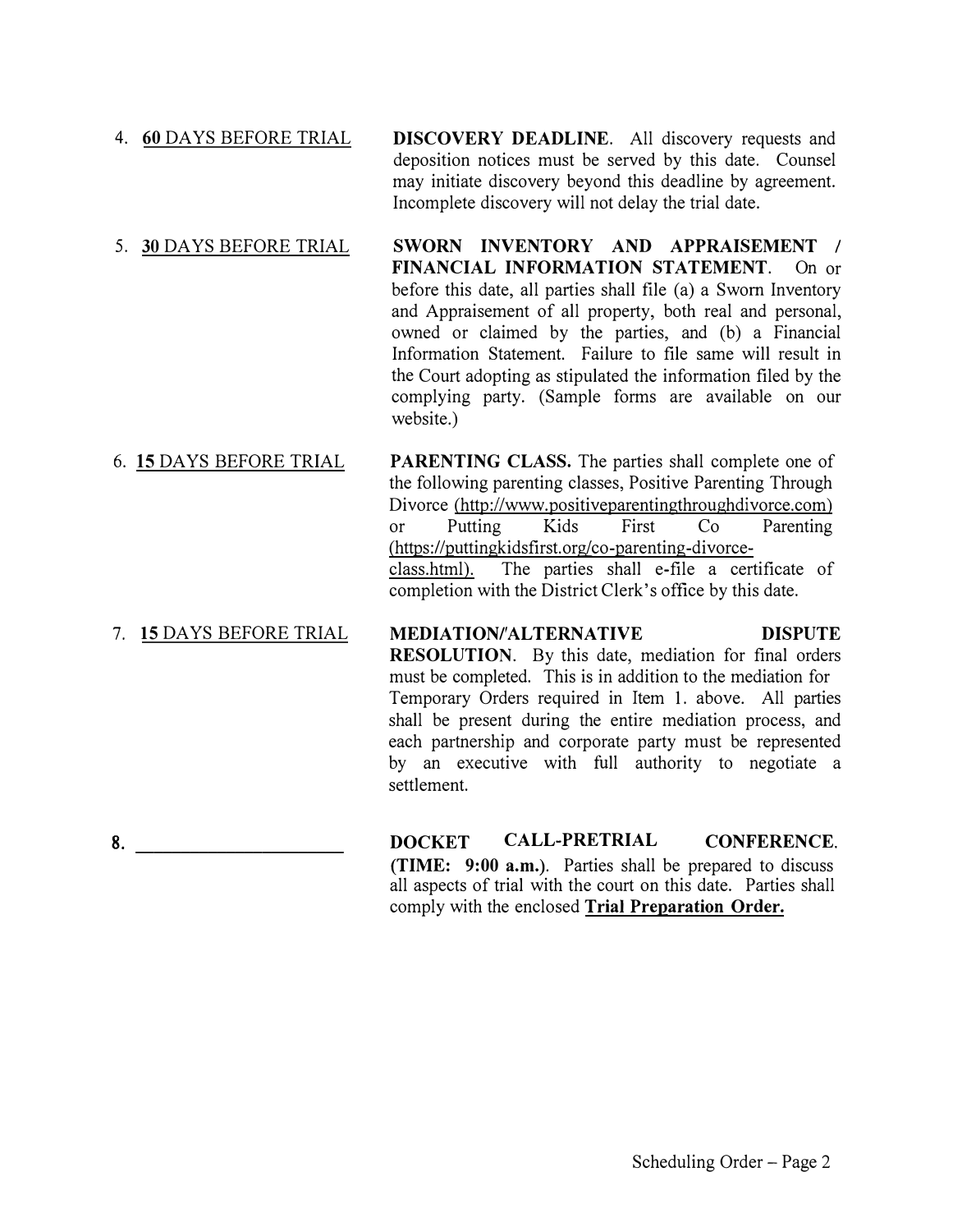4. **60** DAYS BEFORE TRIAL — **DISCOVERY DEADLINE**. All discovery requests and deposition notices must be served by this date. Counsel may initiate discovery beyond this deadline by agreement. Incomplete discovery will not delay the trial date.

5. **30** DAYS BEFORE TRIAL — **SWORN INVENTORY AND APPRAISEMENT / FINANCIAL INFORMATION STATEMENT**. On or before this date, all parties shall file (a) a Sworn Inventory and Appraisement of all property, both real and personal, owned or claimed by the parties, and (b) a Financial Information Statement. Failure to file same will result in the Court adopting as stipulated the information filed by the complying party. (Sample forms are available on our website.)

6. **15** DAYS BEFORE TRIAL — **PARENTING CLASS.** The parties shall complete one of the following parenting classes, Positive Parenting Through Divorce (http://www.positiveparentingthroughdivorce.com) or Putting Kids First Co Parenting (https://puttingkidsfirst.org/co-parenting-divorce-class.html). The parties shall e-file a certificate of completion with the District Clerk's office by this date.

7. **15** DAYS BEFORE TRIAL — **MEDIATION/ALTERNATIVE DISPUTE RESOLUTION**. By this date, mediation for final orders must be completed. This is in addition to the mediation for Temporary Orders required in Item 1. above. All parties shall be present during the entire mediation process, and each partnership and corporate party must be represented by an executive with full authority to negotiate a settlement.

8. ______________________ — **DOCKET CALL-PRETRIAL CONFERENCE. (TIME: 9:00 a.m.)**. Parties shall be prepared to discuss all aspects of trial with the court on this date. Parties shall comply with the enclosed **Trial Preparation Order.**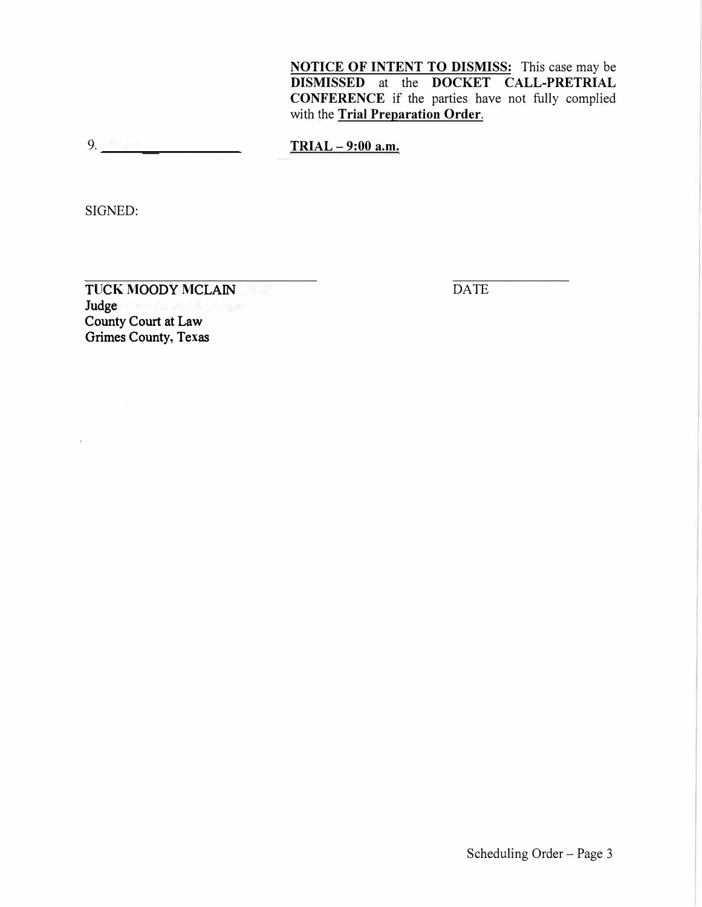**NOTICE OF INTENT TO DISMISS:** This case may be **DISMISSED** at the **DOCKET CALL-PRETRIAL CONFERENCE** if the parties have not fully complied with the **Trial Preparation Order**.

9. \_\_\_\_\_\_\_\_\_\_\_\_\_\_\_\_ **TRIAL – 9:00 a.m.**

SIGNED:

\_\_\_\_\_\_\_\_\_\_\_\_\_\_\_\_\_\_\_\_\_\_\_\_\_\_\_\_\_\_\_\_ \_\_\_\_\_\_\_\_\_\_\_\_\_\_\_\_

**TUCK MOODY MCLAIN** DATE
**Judge**
**County Court at Law**
**Grimes County, Texas**